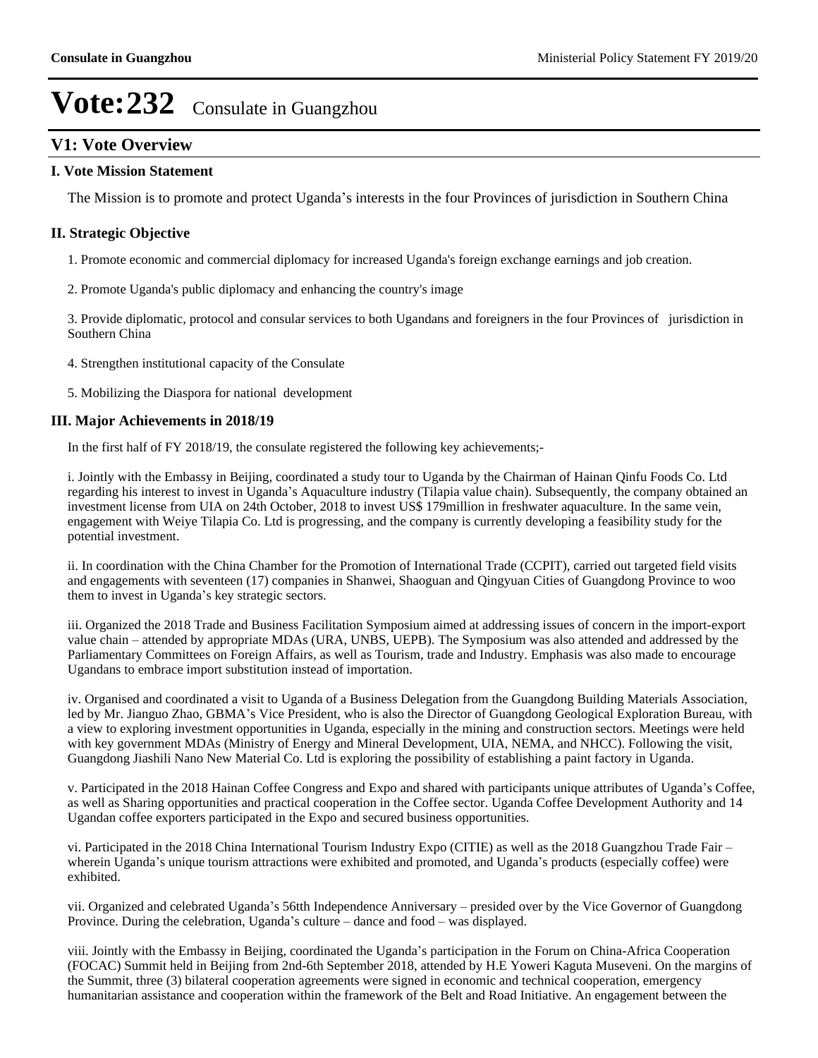# Vote:232 Consulate in Guangzhou

## V1: Vote Overview

### I. Vote Mission Statement

The Mission is to promote and protect Uganda's interests in the four Provinces of jurisdiction in Southern China

### II. Strategic Objective

1. Promote economic and commercial diplomacy for increased Uganda's foreign exchange earnings and job creation.

2. Promote Uganda's public diplomacy and enhancing the country's image

3. Provide diplomatic, protocol and consular services to both Ugandans and foreigners in the four Provinces of jurisdiction in Southern China

4. Strengthen institutional capacity of the Consulate

5. Mobilizing the Diaspora for national development

### III. Major Achievements in 2018/19

In the first half of FY 2018/19, the consulate registered the following key achievements;-

i. Jointly with the Embassy in Beijing, coordinated a study tour to Uganda by the Chairman of Hainan Qinfu Foods Co. Ltd regarding his interest to invest in Uganda's Aquaculture industry (Tilapia value chain). Subsequently, the company obtained an investment license from UIA on 24th October, 2018 to invest US$ 179million in freshwater aquaculture. In the same vein, engagement with Weiye Tilapia Co. Ltd is progressing, and the company is currently developing a feasibility study for the potential investment.

ii. In coordination with the China Chamber for the Promotion of International Trade (CCPIT), carried out targeted field visits and engagements with seventeen (17) companies in Shanwei, Shaoguan and Qingyuan Cities of Guangdong Province to woo them to invest in Uganda's key strategic sectors.

iii. Organized the 2018 Trade and Business Facilitation Symposium aimed at addressing issues of concern in the import-export value chain – attended by appropriate MDAs (URA, UNBS, UEPB). The Symposium was also attended and addressed by the Parliamentary Committees on Foreign Affairs, as well as Tourism, trade and Industry. Emphasis was also made to encourage Ugandans to embrace import substitution instead of importation.

iv. Organised and coordinated a visit to Uganda of a Business Delegation from the Guangdong Building Materials Association, led by Mr. Jianguo Zhao, GBMA's Vice President, who is also the Director of Guangdong Geological Exploration Bureau, with a view to exploring investment opportunities in Uganda, especially in the mining and construction sectors. Meetings were held with key government MDAs (Ministry of Energy and Mineral Development, UIA, NEMA, and NHCC). Following the visit, Guangdong Jiashili Nano New Material Co. Ltd is exploring the possibility of establishing a paint factory in Uganda.

v. Participated in the 2018 Hainan Coffee Congress and Expo and shared with participants unique attributes of Uganda's Coffee, as well as Sharing opportunities and practical cooperation in the Coffee sector. Uganda Coffee Development Authority and 14 Ugandan coffee exporters participated in the Expo and secured business opportunities.

vi. Participated in the 2018 China International Tourism Industry Expo (CITIE) as well as the 2018 Guangzhou Trade Fair – wherein Uganda's unique tourism attractions were exhibited and promoted, and Uganda's products (especially coffee) were exhibited.

vii. Organized and celebrated Uganda's 56tth Independence Anniversary – presided over by the Vice Governor of Guangdong Province. During the celebration, Uganda's culture – dance and food – was displayed.

viii. Jointly with the Embassy in Beijing, coordinated the Uganda's participation in the Forum on China-Africa Cooperation (FOCAC) Summit held in Beijing from 2nd-6th September 2018, attended by H.E Yoweri Kaguta Museveni. On the margins of the Summit, three (3) bilateral cooperation agreements were signed in economic and technical cooperation, emergency humanitarian assistance and cooperation within the framework of the Belt and Road Initiative. An engagement between the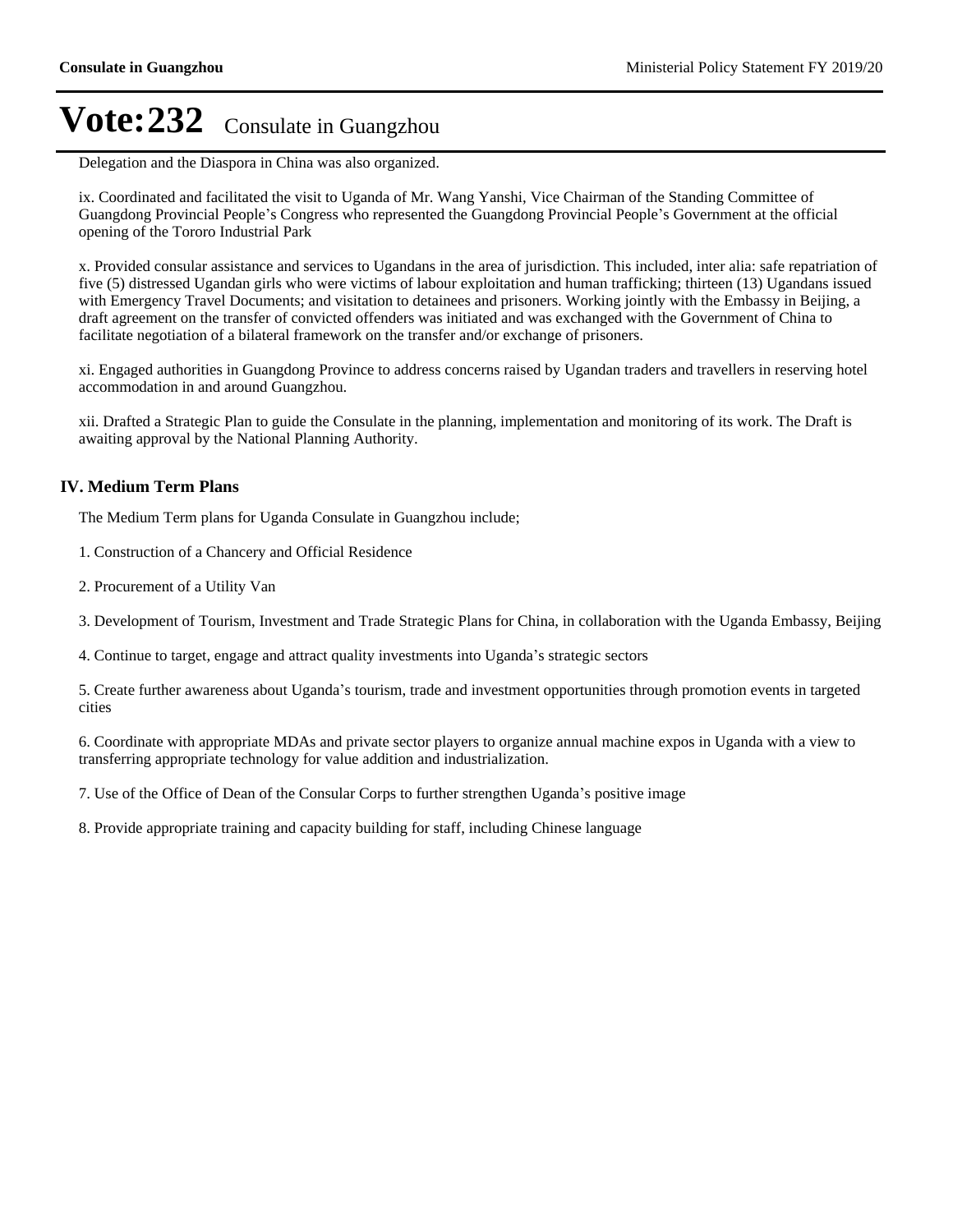# Vote:232 Consulate in Guangzhou

Delegation and the Diaspora in China was also organized.

ix. Coordinated and facilitated the visit to Uganda of Mr. Wang Yanshi, Vice Chairman of the Standing Committee of Guangdong Provincial People's Congress who represented the Guangdong Provincial People's Government at the official opening of the Tororo Industrial Park

x. Provided consular assistance and services to Ugandans in the area of jurisdiction. This included, inter alia: safe repatriation of five (5) distressed Ugandan girls who were victims of labour exploitation and human trafficking; thirteen (13) Ugandans issued with Emergency Travel Documents; and visitation to detainees and prisoners. Working jointly with the Embassy in Beijing, a draft agreement on the transfer of convicted offenders was initiated and was exchanged with the Government of China to facilitate negotiation of a bilateral framework on the transfer and/or exchange of prisoners.

xi. Engaged authorities in Guangdong Province to address concerns raised by Ugandan traders and travellers in reserving hotel accommodation in and around Guangzhou.

xii. Drafted a Strategic Plan to guide the Consulate in the planning, implementation and monitoring of its work. The Draft is awaiting approval by the National Planning Authority.

## IV. Medium Term Plans

The Medium Term plans for Uganda Consulate in Guangzhou include;

1. Construction of a Chancery and Official Residence

2. Procurement of a Utility Van

3. Development of Tourism, Investment and Trade Strategic Plans for China, in collaboration with the Uganda Embassy, Beijing

4. Continue to target, engage and attract quality investments into Uganda's strategic sectors

5. Create further awareness about Uganda's tourism, trade and investment opportunities through promotion events in targeted cities

6. Coordinate with appropriate MDAs and private sector players to organize annual machine expos in Uganda with a view to transferring appropriate technology for value addition and industrialization.

7. Use of the Office of Dean of the Consular Corps to further strengthen Uganda's positive image

8. Provide appropriate training and capacity building for staff, including Chinese language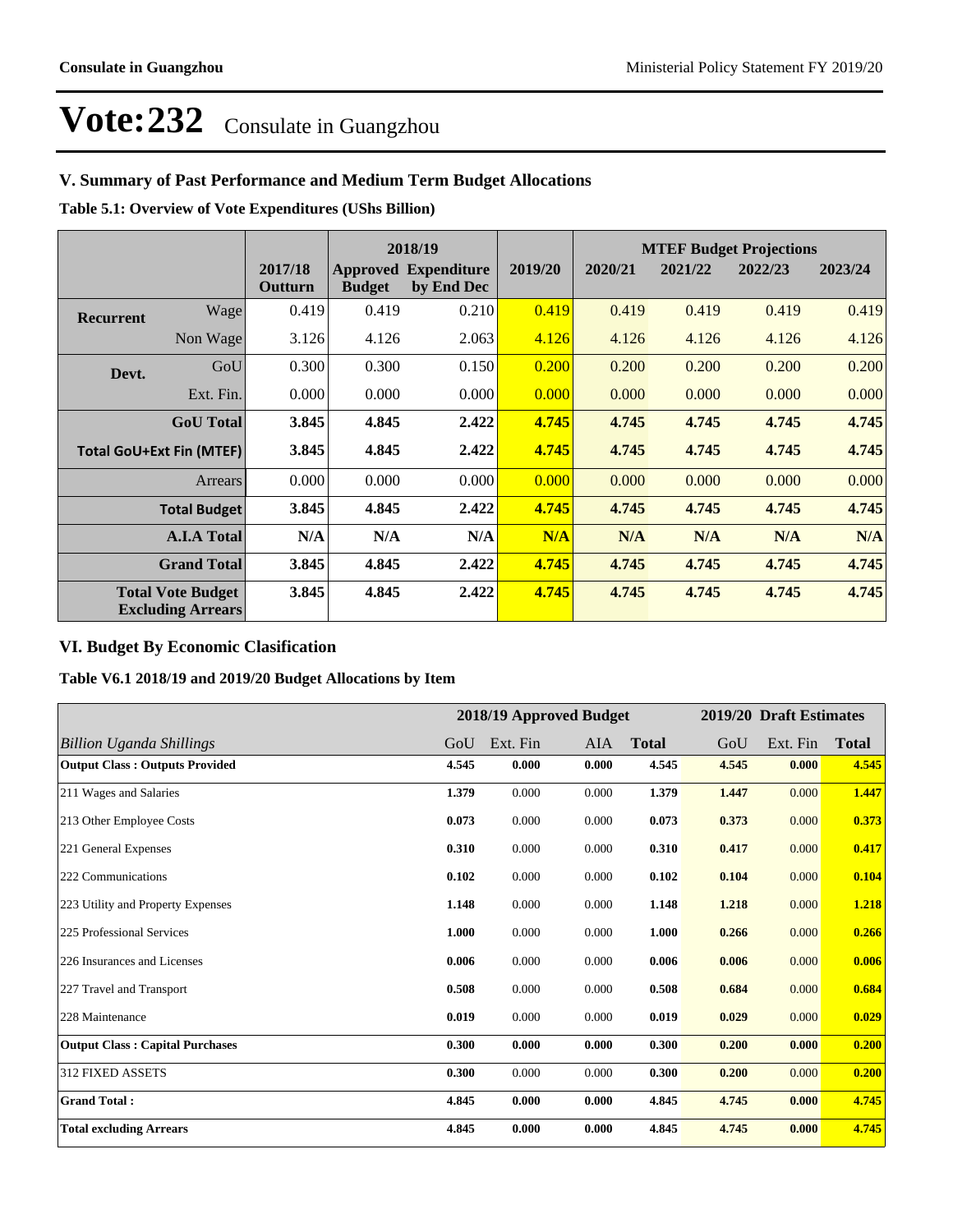# Vote:232 Consulate in Guangzhou

## V. Summary of Past Performance and Medium Term Budget Allocations

**Table 5.1: Overview of Vote Expenditures (UShs Billion)**

| | | | 2018/19 | | | MTEF Budget Projections | | | |
|---|---|---|---|---|---|---|---|---|---|
| | | 2017/18 Outturn | Approved Budget | Expenditure by End Dec | 2019/20 | 2020/21 | 2021/22 | 2022/23 | 2023/24 |
| **Recurrent** | Wage | 0.419 | 0.419 | 0.210 | 0.419 | 0.419 | 0.419 | 0.419 | 0.419 |
| | Non Wage | 3.126 | 4.126 | 2.063 | 4.126 | 4.126 | 4.126 | 4.126 | 4.126 |
| **Devt.** | GoU | 0.300 | 0.300 | 0.150 | 0.200 | 0.200 | 0.200 | 0.200 | 0.200 |
| | Ext. Fin. | 0.000 | 0.000 | 0.000 | 0.000 | 0.000 | 0.000 | 0.000 | 0.000 |
| | **GoU Total** | **3.845** | **4.845** | **2.422** | **4.745** | **4.745** | **4.745** | **4.745** | **4.745** |
| **Total GoU+Ext Fin (MTEF)** | | **3.845** | **4.845** | **2.422** | **4.745** | **4.745** | **4.745** | **4.745** | **4.745** |
| | Arrears | 0.000 | 0.000 | 0.000 | 0.000 | 0.000 | 0.000 | 0.000 | 0.000 |
| | **Total Budget** | **3.845** | **4.845** | **2.422** | **4.745** | **4.745** | **4.745** | **4.745** | **4.745** |
| | **A.I.A Total** | **N/A** | **N/A** | **N/A** | **N/A** | **N/A** | **N/A** | **N/A** | **N/A** |
| | **Grand Total** | **3.845** | **4.845** | **2.422** | **4.745** | **4.745** | **4.745** | **4.745** | **4.745** |
| | **Total Vote Budget Excluding Arrears** | **3.845** | **4.845** | **2.422** | **4.745** | **4.745** | **4.745** | **4.745** | **4.745** |

## VI. Budget By Economic Clasification

**Table V6.1 2018/19 and 2019/20 Budget Allocations by Item**

| | 2018/19 Approved Budget | | | | 2019/20 Draft Estimates | | |
|---|---|---|---|---|---|---|---|
| *Billion Uganda Shillings* | GoU | Ext. Fin | AIA | **Total** | GoU | Ext. Fin | **Total** |
| **Output Class : Outputs Provided** | **4.545** | **0.000** | **0.000** | **4.545** | **4.545** | **0.000** | **4.545** |
| 211 Wages and Salaries | **1.379** | 0.000 | 0.000 | **1.379** | **1.447** | 0.000 | **1.447** |
| 213 Other Employee Costs | **0.073** | 0.000 | 0.000 | **0.073** | **0.373** | 0.000 | **0.373** |
| 221 General Expenses | **0.310** | 0.000 | 0.000 | **0.310** | **0.417** | 0.000 | **0.417** |
| 222 Communications | **0.102** | 0.000 | 0.000 | **0.102** | **0.104** | 0.000 | **0.104** |
| 223 Utility and Property Expenses | **1.148** | 0.000 | 0.000 | **1.148** | **1.218** | 0.000 | **1.218** |
| 225 Professional Services | **1.000** | 0.000 | 0.000 | **1.000** | **0.266** | 0.000 | **0.266** |
| 226 Insurances and Licenses | **0.006** | 0.000 | 0.000 | **0.006** | **0.006** | 0.000 | **0.006** |
| 227 Travel and Transport | **0.508** | 0.000 | 0.000 | **0.508** | **0.684** | 0.000 | **0.684** |
| 228 Maintenance | **0.019** | 0.000 | 0.000 | **0.019** | **0.029** | 0.000 | **0.029** |
| **Output Class : Capital Purchases** | **0.300** | **0.000** | **0.000** | **0.300** | **0.200** | **0.000** | **0.200** |
| 312 FIXED ASSETS | **0.300** | 0.000 | 0.000 | **0.300** | **0.200** | 0.000 | **0.200** |
| **Grand Total :** | **4.845** | **0.000** | **0.000** | **4.845** | **4.745** | **0.000** | **4.745** |
| **Total excluding Arrears** | **4.845** | **0.000** | **0.000** | **4.845** | **4.745** | **0.000** | **4.745** |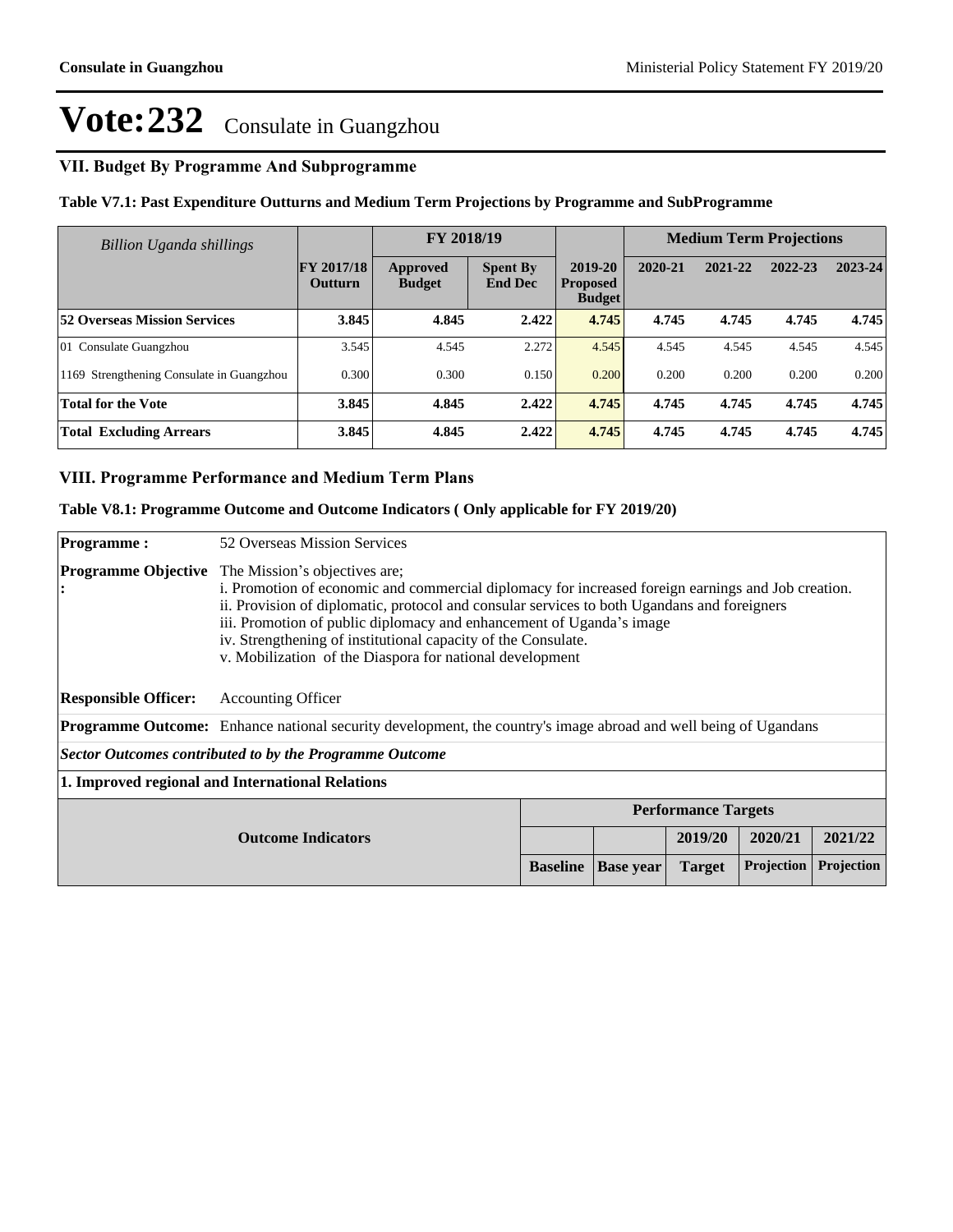# Vote:232 Consulate in Guangzhou

## VII. Budget By Programme And Subprogramme

### Table V7.1: Past Expenditure Outturns and Medium Term Projections by Programme and SubProgramme

| *Billion Uganda shillings* | | FY 2018/19 | | | Medium Term Projections | | | |
|---|---|---|---|---|---|---|---|---|
| | FY 2017/18 Outturn | Approved Budget | Spent By End Dec | 2019-20 Proposed Budget | 2020-21 | 2021-22 | 2022-23 | 2023-24 |
| **52 Overseas Mission Services** | **3.845** | **4.845** | **2.422** | **4.745** | **4.745** | **4.745** | **4.745** | **4.745** |
| 01 Consulate Guangzhou | 3.545 | 4.545 | 2.272 | 4.545 | 4.545 | 4.545 | 4.545 | 4.545 |
| 1169 Strengthening Consulate in Guangzhou | 0.300 | 0.300 | 0.150 | 0.200 | 0.200 | 0.200 | 0.200 | 0.200 |
| **Total for the Vote** | **3.845** | **4.845** | **2.422** | **4.745** | **4.745** | **4.745** | **4.745** | **4.745** |
| **Total Excluding Arrears** | **3.845** | **4.845** | **2.422** | **4.745** | **4.745** | **4.745** | **4.745** | **4.745** |

## VIII. Programme Performance and Medium Term Plans

### Table V8.1: Programme Outcome and Outcome Indicators ( Only applicable for FY 2019/20)

**Programme :** 52 Overseas Mission Services

**Programme Objective :** The Mission's objectives are;
i. Promotion of economic and commercial diplomacy for increased foreign earnings and Job creation.
ii. Provision of diplomatic, protocol and consular services to both Ugandans and foreigners
iii. Promotion of public diplomacy and enhancement of Uganda's image
iv. Strengthening of institutional capacity of the Consulate.
v. Mobilization of the Diaspora for national development

**Responsible Officer:** Accounting Officer

**Programme Outcome:** Enhance national security development, the country's image abroad and well being of Ugandans

***Sector Outcomes contributed to by the Programme Outcome***

**1. Improved regional and International Relations**

| Outcome Indicators | Performance Targets | | | | |
|---|---|---|---|---|---|
| | | | 2019/20 | 2020/21 | 2021/22 |
| | Baseline | Base year | Target | Projection | Projection |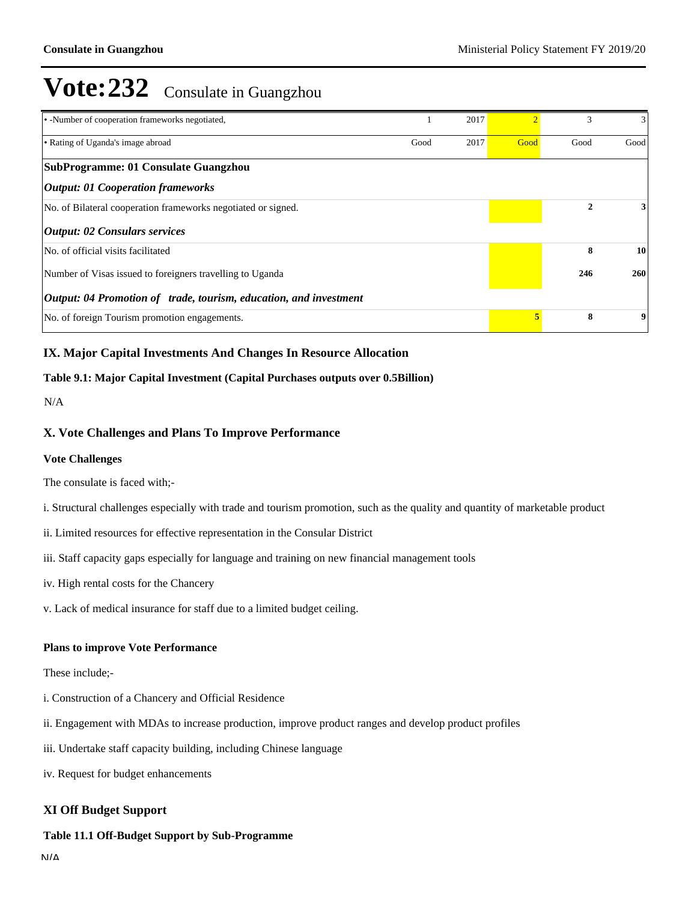# Vote:232 Consulate in Guangzhou

| | | | | | |
|---|---|---|---|---|---|
| • -Number of cooperation frameworks negotiated, | 1 | 2017 | 2 | 3 | 3 |
| • Rating of Uganda's image abroad | Good | 2017 | Good | Good | Good |
| **SubProgramme: 01 Consulate Guangzhou** | | | | | |
| ***Output: 01 Cooperation frameworks*** | | | | | |
| No. of Bilateral cooperation frameworks negotiated or signed. | | | | **2** | **3** |
| ***Output: 02 Consulars services*** | | | | | |
| No. of official visits facilitated | | | | **8** | **10** |
| Number of Visas issued to foreigners travelling to Uganda | | | | **246** | **260** |
| ***Output: 04 Promotion of trade, tourism, education, and investment*** | | | | | |
| No. of foreign Tourism promotion engagements. | | | **5** | **8** | **9** |

## IX. Major Capital Investments And Changes In Resource Allocation

**Table 9.1: Major Capital Investment (Capital Purchases outputs over 0.5Billion)**

N/A

## X. Vote Challenges and Plans To Improve Performance

**Vote Challenges**

The consulate is faced with;-

i. Structural challenges especially with trade and tourism promotion, such as the quality and quantity of marketable product

ii. Limited resources for effective representation in the Consular District

iii. Staff capacity gaps especially for language and training on new financial management tools

iv. High rental costs for the Chancery

v. Lack of medical insurance for staff due to a limited budget ceiling.

**Plans to improve Vote Performance**

These include;-

i. Construction of a Chancery and Official Residence

ii. Engagement with MDAs to increase production, improve product ranges and develop product profiles

iii. Undertake staff capacity building, including Chinese language

iv. Request for budget enhancements

## XI Off Budget Support

**Table 11.1 Off-Budget Support by Sub-Programme**

N/A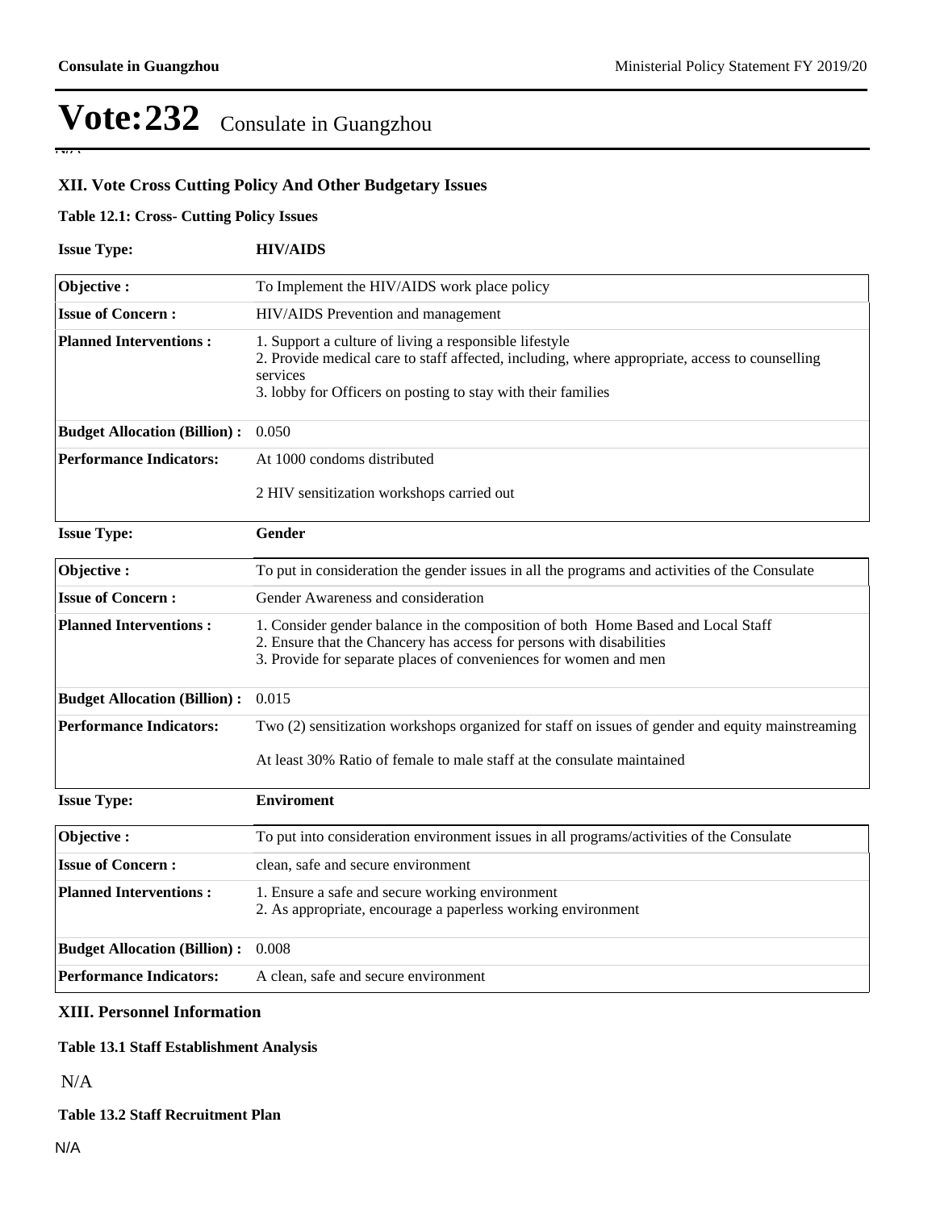# Vote:232 Consulate in Guangzhou

N/A

## XII. Vote Cross Cutting Policy And Other Budgetary Issues

### Table 12.1: Cross- Cutting Policy Issues

**Issue Type:** **HIV/AIDS**

| | |
|---|---|
| **Objective :** | To Implement the HIV/AIDS work place policy |
| **Issue of Concern :** | HIV/AIDS Prevention and management |
| **Planned Interventions :** | 1. Support a culture of living a responsible lifestyle<br>2. Provide medical care to staff affected, including, where appropriate, access to counselling services<br>3. lobby for Officers on posting to stay with their families |
| **Budget Allocation (Billion) :** | 0.050 |
| **Performance Indicators:** | At 1000 condoms distributed<br><br>2 HIV sensitization workshops carried out |

**Issue Type:** **Gender**

| | |
|---|---|
| **Objective :** | To put in consideration the gender issues in all the programs and activities of the Consulate |
| **Issue of Concern :** | Gender Awareness and consideration |
| **Planned Interventions :** | 1. Consider gender balance in the composition of both Home Based and Local Staff<br>2. Ensure that the Chancery has access for persons with disabilities<br>3. Provide for separate places of conveniences for women and men |
| **Budget Allocation (Billion) :** | 0.015 |
| **Performance Indicators:** | Two (2) sensitization workshops organized for staff on issues of gender and equity mainstreaming<br><br>At least 30% Ratio of female to male staff at the consulate maintained |

**Issue Type:** **Enviroment**

| | |
|---|---|
| **Objective :** | To put into consideration environment issues in all programs/activities of the Consulate |
| **Issue of Concern :** | clean, safe and secure environment |
| **Planned Interventions :** | 1. Ensure a safe and secure working environment<br>2. As appropriate, encourage a paperless working environment |
| **Budget Allocation (Billion) :** | 0.008 |
| **Performance Indicators:** | A clean, safe and secure environment |

## XIII. Personnel Information

### Table 13.1 Staff Establishment Analysis

N/A

### Table 13.2 Staff Recruitment Plan

N/A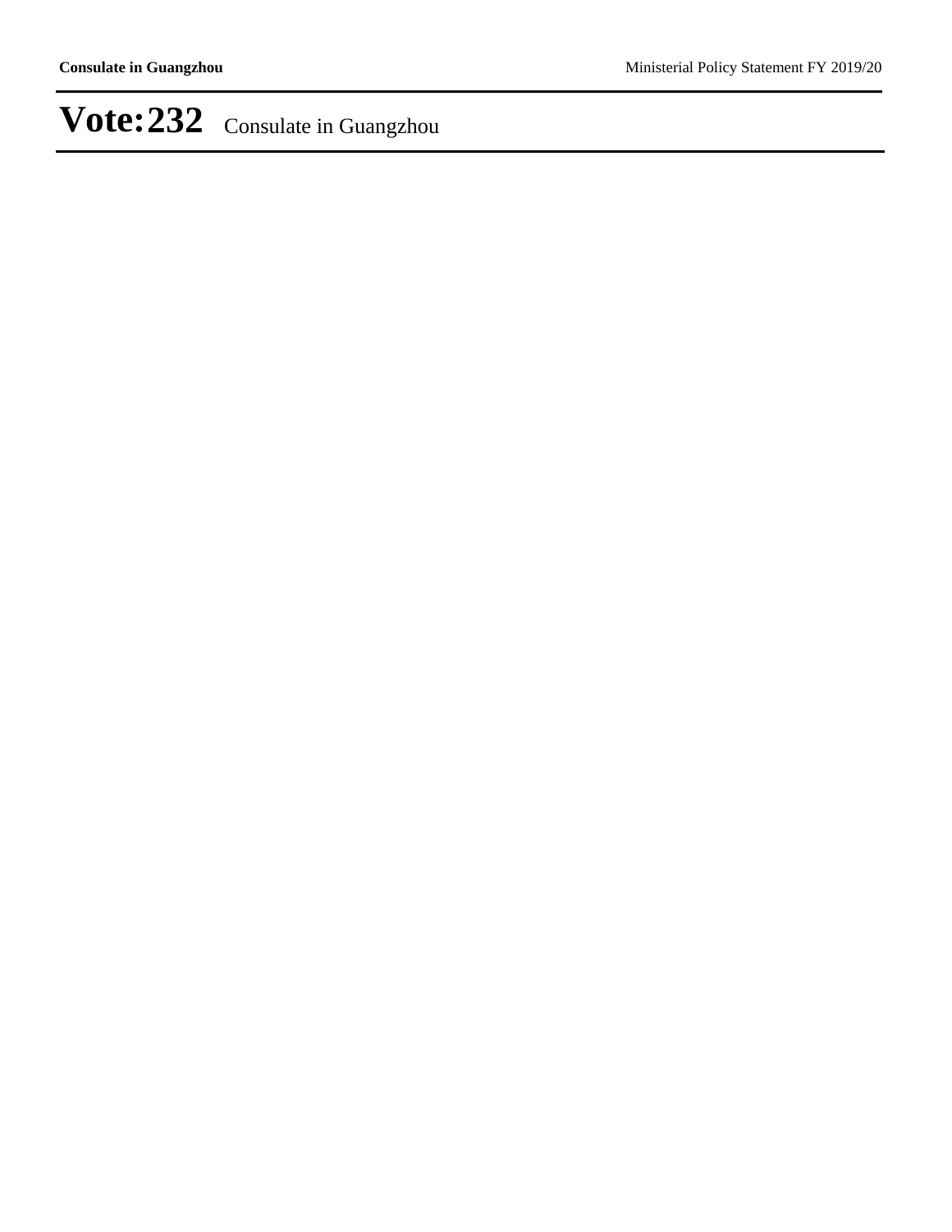# Vote:232 Consulate in Guangzhou